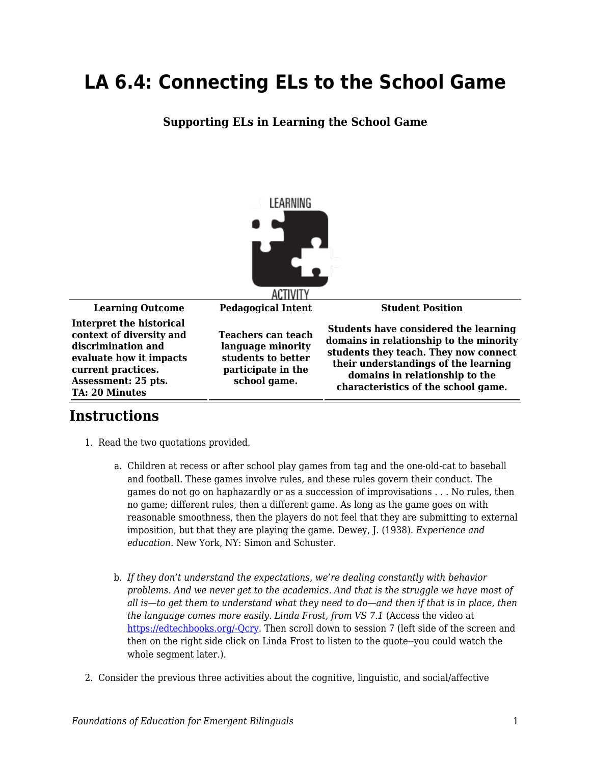# LA 6.4: Connecting ELs to the School Game

**Supporting ELs in Learning the School Game**

| Learning Outcome | Pedagogical Intent | Student Position |
|---|---|---|
| **Interpret the historical context of diversity and discrimination and evaluate how it impacts current practices. Assessment: 25 pts. TA: 20 Minutes** | **Teachers can teach language minority students to better participate in the school game.** | **Students have considered the learning domains in relationship to the minority students they teach. They now connect their understandings of the learning domains in relationship to the characteristics of the school game.** |

## Instructions

1. Read the two quotations provided.

    a. Children at recess or after school play games from tag and the one-old-cat to baseball and football. These games involve rules, and these rules govern their conduct. The games do not go on haphazardly or as a succession of improvisations . . . No rules, then no game; different rules, then a different game. As long as the game goes on with reasonable smoothness, then the players do not feel that they are submitting to external imposition, but that they are playing the game. Dewey, J. (1938). *Experience and education*. New York, NY: Simon and Schuster.

    b. *If they don't understand the expectations, we're dealing constantly with behavior problems. And we never get to the academics. And that is the struggle we have most of all is—to get them to understand what they need to do—and then if that is in place, then the language comes more easily. Linda Frost, from VS 7.1* (Access the video at [https://edtechbooks.org/-Qcry](https://edtechbooks.org/-Qcry). Then scroll down to session 7 (left side of the screen and then on the right side click on Linda Frost to listen to the quote--you could watch the whole segment later.).

2. Consider the previous three activities about the cognitive, linguistic, and social/affective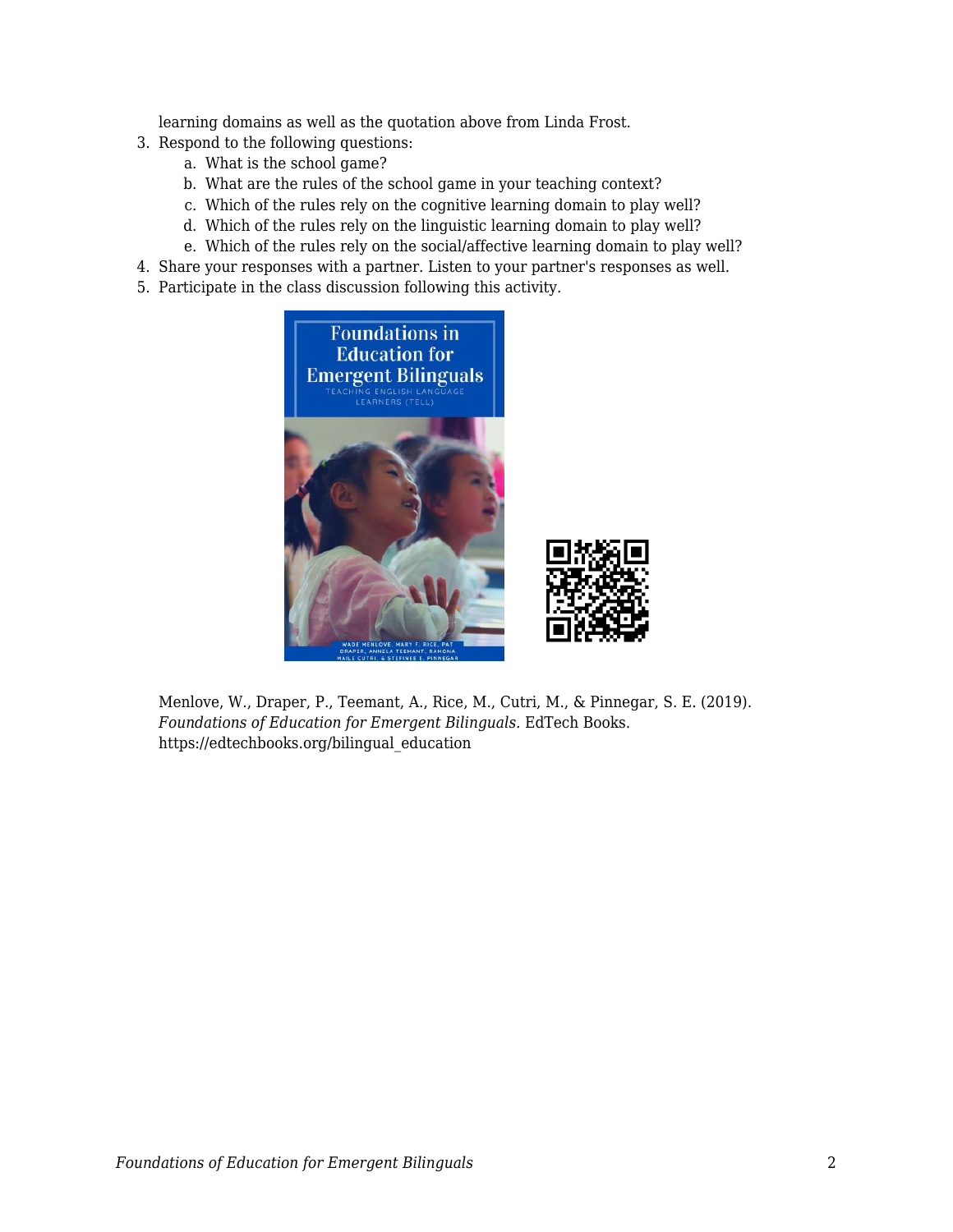learning domains as well as the quotation above from Linda Frost.

3. Respond to the following questions:
    a. What is the school game?
    b. What are the rules of the school game in your teaching context?
    c. Which of the rules rely on the cognitive learning domain to play well?
    d. Which of the rules rely on the linguistic learning domain to play well?
    e. Which of the rules rely on the social/affective learning domain to play well?
4. Share your responses with a partner. Listen to your partner's responses as well.
5. Participate in the class discussion following this activity.

Menlove, W., Draper, P., Teemant, A., Rice, M., Cutri, M., & Pinnegar, S. E. (2019). *Foundations of Education for Emergent Bilinguals*. EdTech Books. https://edtechbooks.org/bilingual_education